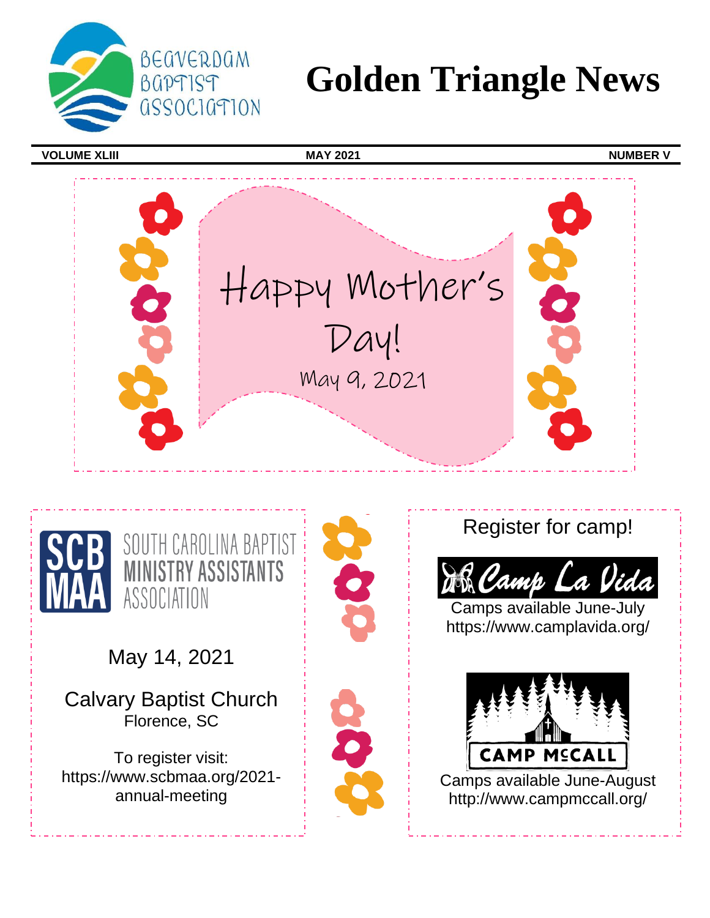Beaverdam Baptist Association

# Golden Triangle News

**VOLUME XLIII** | **MAY 2021** | **NUMBER V**

## Happy Mother's Day!

May 9, 2021

SOUTH CAROLINA BAPTIST MINISTRY ASSISTANTS ASSOCIATION (SCBMAA)

May 14, 2021

Calvary Baptist Church
Florence, SC

To register visit:
https://www.scbmaa.org/2021-annual-meeting

## Register for camp!

**Camp La Vida**

Camps available June-July
https://www.camplavida.org/

**CAMP McCALL**

Camps available June-August
http://www.campmccall.org/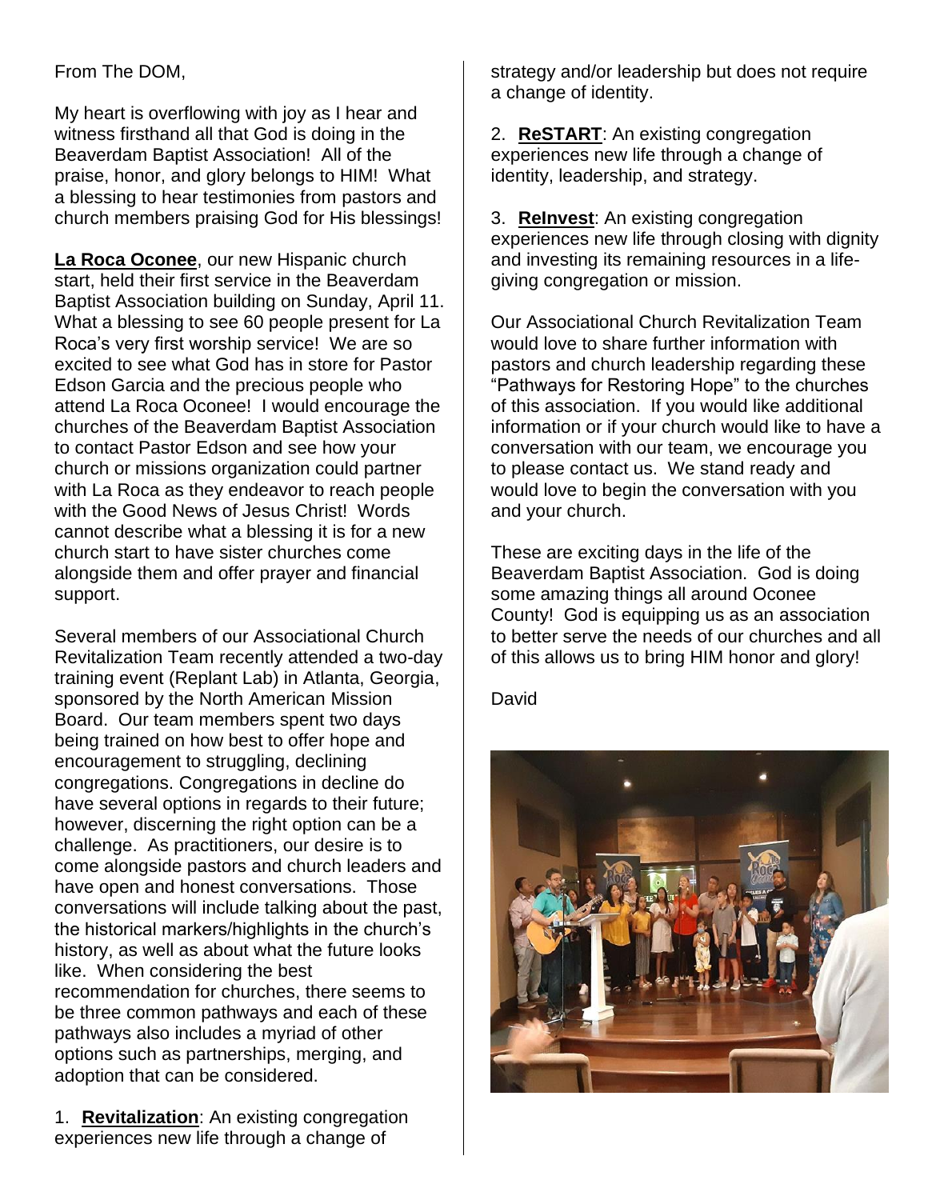From The DOM,

My heart is overflowing with joy as I hear and witness firsthand all that God is doing in the Beaverdam Baptist Association! All of the praise, honor, and glory belongs to HIM! What a blessing to hear testimonies from pastors and church members praising God for His blessings!

**La Roca Oconee**, our new Hispanic church start, held their first service in the Beaverdam Baptist Association building on Sunday, April 11. What a blessing to see 60 people present for La Roca's very first worship service! We are so excited to see what God has in store for Pastor Edson Garcia and the precious people who attend La Roca Oconee! I would encourage the churches of the Beaverdam Baptist Association to contact Pastor Edson and see how your church or missions organization could partner with La Roca as they endeavor to reach people with the Good News of Jesus Christ! Words cannot describe what a blessing it is for a new church start to have sister churches come alongside them and offer prayer and financial support.

Several members of our Associational Church Revitalization Team recently attended a two-day training event (Replant Lab) in Atlanta, Georgia, sponsored by the North American Mission Board. Our team members spent two days being trained on how best to offer hope and encouragement to struggling, declining congregations. Congregations in decline do have several options in regards to their future; however, discerning the right option can be a challenge. As practitioners, our desire is to come alongside pastors and church leaders and have open and honest conversations. Those conversations will include talking about the past, the historical markers/highlights in the church's history, as well as about what the future looks like. When considering the best recommendation for churches, there seems to be three common pathways and each of these pathways also includes a myriad of other options such as partnerships, merging, and adoption that can be considered.

1. **Revitalization**: An existing congregation experiences new life through a change of strategy and/or leadership but does not require a change of identity.

2. **ReSTART**: An existing congregation experiences new life through a change of identity, leadership, and strategy.

3. **ReInvest**: An existing congregation experiences new life through closing with dignity and investing its remaining resources in a life-giving congregation or mission.

Our Associational Church Revitalization Team would love to share further information with pastors and church leadership regarding these "Pathways for Restoring Hope" to the churches of this association. If you would like additional information or if your church would like to have a conversation with our team, we encourage you to please contact us. We stand ready and would love to begin the conversation with you and your church.

These are exciting days in the life of the Beaverdam Baptist Association. God is doing some amazing things all around Oconee County! God is equipping us as an association to better serve the needs of our churches and all of this allows us to bring HIM honor and glory!

David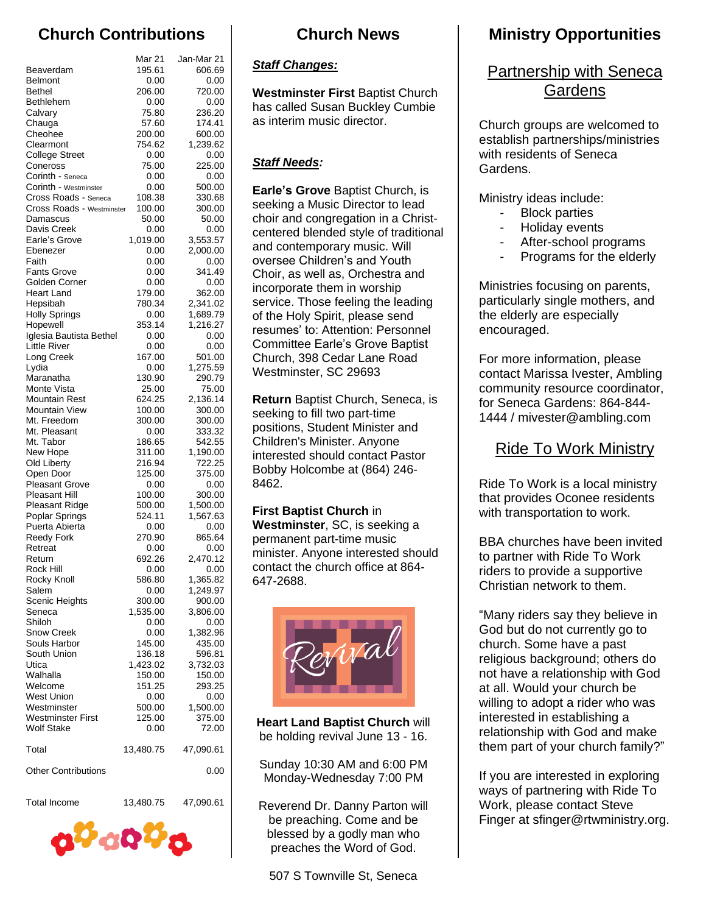## Church Contributions

| | Mar 21 | Jan-Mar 21 |
|---|---|---|
| Beaverdam | 195.61 | 606.69 |
| Belmont | 0.00 | 0.00 |
| Bethel | 206.00 | 720.00 |
| Bethlehem | 0.00 | 0.00 |
| Calvary | 75.80 | 236.20 |
| Chauga | 57.60 | 174.41 |
| Cheohee | 200.00 | 600.00 |
| Clearmont | 754.62 | 1,239.62 |
| College Street | 0.00 | 0.00 |
| Coneross | 75.00 | 225.00 |
| Corinth - Seneca | 0.00 | 0.00 |
| Corinth - Westminster | 0.00 | 500.00 |
| Cross Roads - Seneca | 108.38 | 330.68 |
| Cross Roads - Westminster | 100.00 | 300.00 |
| Damascus | 50.00 | 50.00 |
| Davis Creek | 0.00 | 0.00 |
| Earle's Grove | 1,019.00 | 3,553.57 |
| Ebenezer | 0.00 | 2,000.00 |
| Faith | 0.00 | 0.00 |
| Fants Grove | 0.00 | 341.49 |
| Golden Corner | 0.00 | 0.00 |
| Heart Land | 179.00 | 362.00 |
| Hepsibah | 780.34 | 2,341.02 |
| Holly Springs | 0.00 | 1,689.79 |
| Hopewell | 353.14 | 1,216.27 |
| Iglesia Bautista Bethel | 0.00 | 0.00 |
| Little River | 0.00 | 0.00 |
| Long Creek | 167.00 | 501.00 |
| Lydia | 0.00 | 1,275.59 |
| Maranatha | 130.90 | 290.79 |
| Monte Vista | 25.00 | 75.00 |
| Mountain Rest | 624.25 | 2,136.14 |
| Mountain View | 100.00 | 300.00 |
| Mt. Freedom | 300.00 | 300.00 |
| Mt. Pleasant | 0.00 | 333.32 |
| Mt. Tabor | 186.65 | 542.55 |
| New Hope | 311.00 | 1,190.00 |
| Old Liberty | 216.94 | 722.25 |
| Open Door | 125.00 | 375.00 |
| Pleasant Grove | 0.00 | 0.00 |
| Pleasant Hill | 100.00 | 300.00 |
| Pleasant Ridge | 500.00 | 1,500.00 |
| Poplar Springs | 524.11 | 1,567.63 |
| Puerta Abierta | 0.00 | 0.00 |
| Reedy Fork | 270.90 | 865.64 |
| Retreat | 0.00 | 0.00 |
| Return | 692.26 | 2,470.12 |
| Rock Hill | 0.00 | 0.00 |
| Rocky Knoll | 586.80 | 1,365.82 |
| Salem | 0.00 | 1,249.97 |
| Scenic Heights | 300.00 | 900.00 |
| Seneca | 1,535.00 | 3,806.00 |
| Shiloh | 0.00 | 0.00 |
| Snow Creek | 0.00 | 1,382.96 |
| Souls Harbor | 145.00 | 435.00 |
| South Union | 136.18 | 596.81 |
| Utica | 1,423.02 | 3,732.03 |
| Walhalla | 150.00 | 150.00 |
| Welcome | 151.25 | 293.25 |
| West Union | 0.00 | 0.00 |
| Westminster | 500.00 | 1,500.00 |
| Westminster First | 125.00 | 375.00 |
| Wolf Stake | 0.00 | 72.00 |
| Total | 13,480.75 | 47,090.61 |
| Other Contributions | | 0.00 |
| Total Income | 13,480.75 | 47,090.61 |

## Church News

***Staff Changes:***

**Westminster First** Baptist Church has called Susan Buckley Cumbie as interim music director.

***Staff Needs:***

**Earle's Grove** Baptist Church, is seeking a Music Director to lead choir and congregation in a Christ-centered blended style of traditional and contemporary music. Will oversee Children's and Youth Choir, as well as, Orchestra and incorporate them in worship service. Those feeling the leading of the Holy Spirit, please send resumes' to: Attention: Personnel Committee Earle's Grove Baptist Church, 398 Cedar Lane Road Westminster, SC 29693

**Return** Baptist Church, Seneca, is seeking to fill two part-time positions, Student Minister and Children's Minister. Anyone interested should contact Pastor Bobby Holcombe at (864) 246-8462.

**First Baptist Church** in **Westminster**, SC, is seeking a permanent part-time music minister. Anyone interested should contact the church office at 864-647-2688.

**Heart Land Baptist Church** will be holding revival June 13 - 16.

Sunday 10:30 AM and 6:00 PM
Monday-Wednesday 7:00 PM

Reverend Dr. Danny Parton will be preaching. Come and be blessed by a godly man who preaches the Word of God.

507 S Townville St, Seneca

## Ministry Opportunities

### Partnership with Seneca Gardens

Church groups are welcomed to establish partnerships/ministries with residents of Seneca Gardens.

Ministry ideas include:

- Block parties
- Holiday events
- After-school programs
- Programs for the elderly

Ministries focusing on parents, particularly single mothers, and the elderly are especially encouraged.

For more information, please contact Marissa Ivester, Ambling community resource coordinator, for Seneca Gardens: 864-844-1444 / mivester@ambling.com

### Ride To Work Ministry

Ride To Work is a local ministry that provides Oconee residents with transportation to work.

BBA churches have been invited to partner with Ride To Work riders to provide a supportive Christian network to them.

"Many riders say they believe in God but do not currently go to church. Some have a past religious background; others do not have a relationship with God at all. Would your church be willing to adopt a rider who was interested in establishing a relationship with God and make them part of your church family?"

If you are interested in exploring ways of partnering with Ride To Work, please contact Steve Finger at sfinger@rtwministry.org.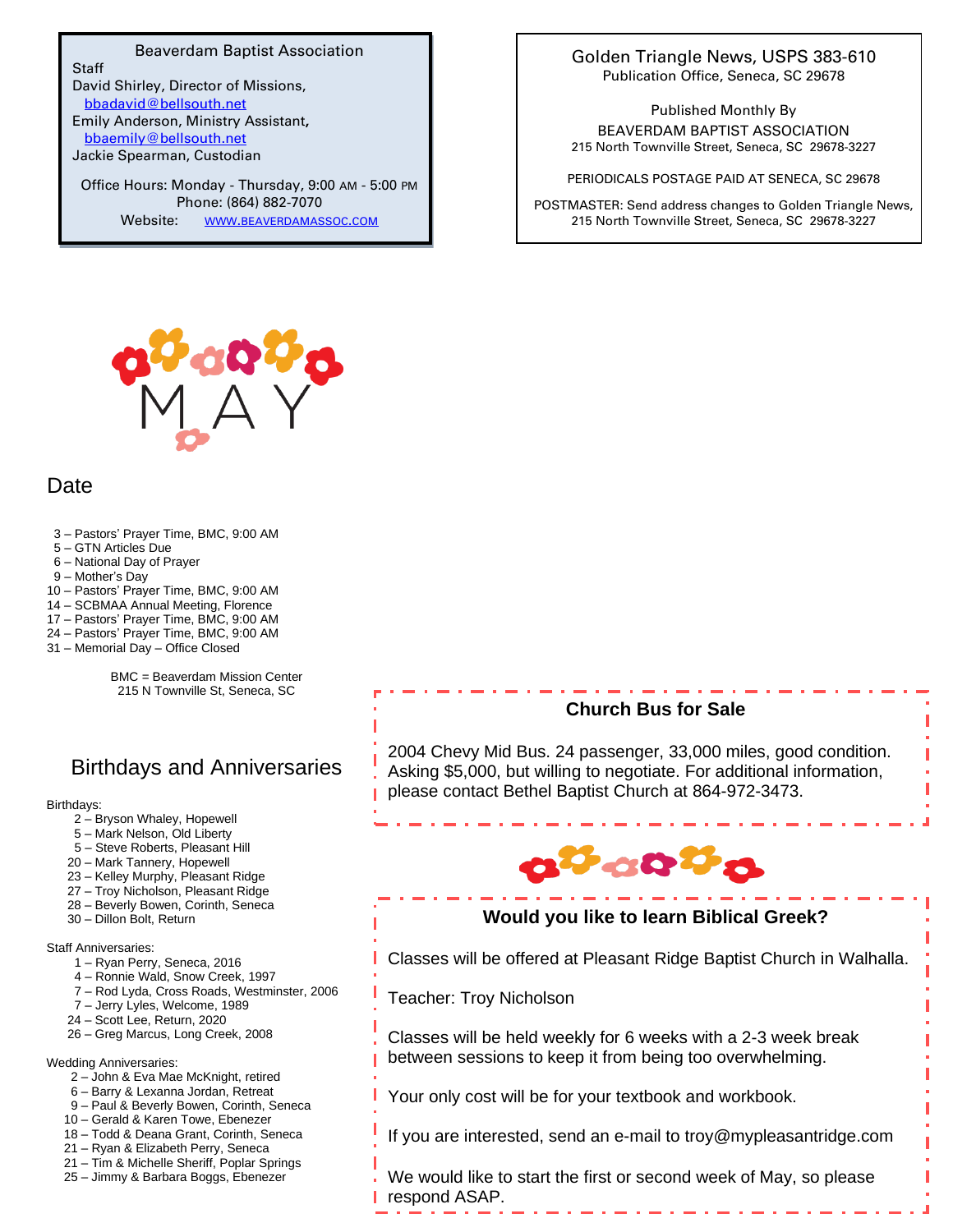Beaverdam Baptist Association

Staff

David Shirley, Director of Missions,
bbadavid@bellsouth.net

Emily Anderson, Ministry Assistant,
bbaemily@bellsouth.net

Jackie Spearman, Custodian

Office Hours: Monday - Thursday, 9:00 AM - 5:00 PM

Phone: (864) 882-7070

Website: WWW.BEAVERDAMASSOC.COM

Golden Triangle News, USPS 383-610
Publication Office, Seneca, SC 29678

Published Monthly By
BEAVERDAM BAPTIST ASSOCIATION
215 North Townville Street, Seneca, SC 29678-3227

PERIODICALS POSTAGE PAID AT SENECA, SC 29678

POSTMASTER: Send address changes to Golden Triangle News,
215 North Townville Street, Seneca, SC 29678-3227

# MAY

## Date

- 3 – Pastors' Prayer Time, BMC, 9:00 AM
- 5 – GTN Articles Due
- 6 – National Day of Prayer
- 9 – Mother's Day
- 10 – Pastors' Prayer Time, BMC, 9:00 AM
- 14 – SCBMAA Annual Meeting, Florence
- 17 – Pastors' Prayer Time, BMC, 9:00 AM
- 24 – Pastors' Prayer Time, BMC, 9:00 AM
- 31 – Memorial Day – Office Closed

BMC = Beaverdam Mission Center
215 N Townville St, Seneca, SC

## Birthdays and Anniversaries

Birthdays:

- 2 – Bryson Whaley, Hopewell
- 5 – Mark Nelson, Old Liberty
- 5 – Steve Roberts, Pleasant Hill
- 20 – Mark Tannery, Hopewell
- 23 – Kelley Murphy, Pleasant Ridge
- 27 – Troy Nicholson, Pleasant Ridge
- 28 – Beverly Bowen, Corinth, Seneca
- 30 – Dillon Bolt, Return

Staff Anniversaries:

- 1 – Ryan Perry, Seneca, 2016
- 4 – Ronnie Wald, Snow Creek, 1997
- 7 – Rod Lyda, Cross Roads, Westminster, 2006
- 7 – Jerry Lyles, Welcome, 1989
- 24 – Scott Lee, Return, 2020
- 26 – Greg Marcus, Long Creek, 2008

Wedding Anniversaries:

- 2 – John & Eva Mae McKnight, retired
- 6 – Barry & Lexanna Jordan, Retreat
- 9 – Paul & Beverly Bowen, Corinth, Seneca
- 10 – Gerald & Karen Towe, Ebenezer
- 18 – Todd & Deana Grant, Corinth, Seneca
- 21 – Ryan & Elizabeth Perry, Seneca
- 21 – Tim & Michelle Sheriff, Poplar Springs
- 25 – Jimmy & Barbara Boggs, Ebenezer

**Church Bus for Sale**

2004 Chevy Mid Bus. 24 passenger, 33,000 miles, good condition. Asking $5,000, but willing to negotiate. For additional information, please contact Bethel Baptist Church at 864-972-3473.

**Would you like to learn Biblical Greek?**

Classes will be offered at Pleasant Ridge Baptist Church in Walhalla.

Teacher: Troy Nicholson

Classes will be held weekly for 6 weeks with a 2-3 week break between sessions to keep it from being too overwhelming.

Your only cost will be for your textbook and workbook.

If you are interested, send an e-mail to troy@mypleasantridge.com

We would like to start the first or second week of May, so please respond ASAP.